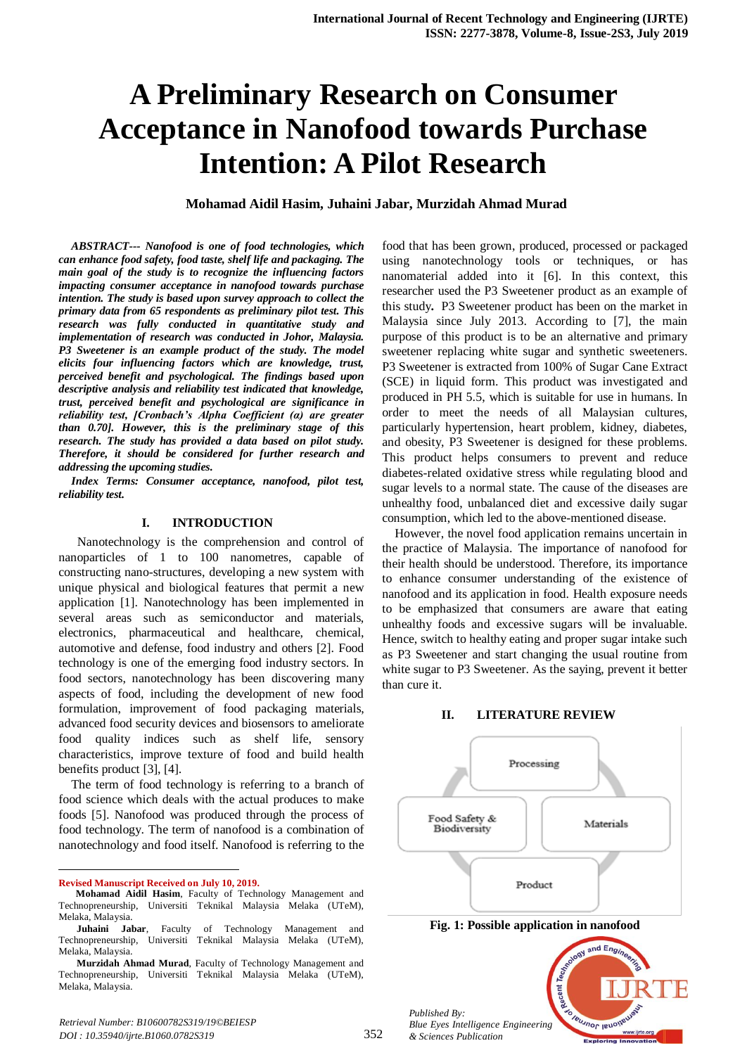# A Preliminary Research on Consumer Acceptance in Nanofood towards Purchase Intention: A Pilot Research

**Mohamad Aidil Hasim, Juhaini Jabar, Murzidah Ahmad Murad**

***ABSTRACT--- Nanofood is one of food technologies, which can enhance food safety, food taste, shelf life and packaging. The main goal of the study is to recognize the influencing factors impacting consumer acceptance in nanofood towards purchase intention. The study is based upon survey approach to collect the primary data from 65 respondents as preliminary pilot test. This research was fully conducted in quantitative study and implementation of research was conducted in Johor, Malaysia. P3 Sweetener is an example product of the study. The model elicits four influencing factors which are knowledge, trust, perceived benefit and psychological. The findings based upon descriptive analysis and reliability test indicated that knowledge, trust, perceived benefit and psychological are significance in reliability test, [Cronbach's Alpha Coefficient (α) are greater than 0.70]. However, this is the preliminary stage of this research. The study has provided a data based on pilot study. Therefore, it should be considered for further research and addressing the upcoming studies.***

***Index Terms: Consumer acceptance, nanofood, pilot test, reliability test.***

## I. INTRODUCTION

Nanotechnology is the comprehension and control of nanoparticles of 1 to 100 nanometres, capable of constructing nano-structures, developing a new system with unique physical and biological features that permit a new application [1]. Nanotechnology has been implemented in several areas such as semiconductor and materials, electronics, pharmaceutical and healthcare, chemical, automotive and defense, food industry and others [2]. Food technology is one of the emerging food industry sectors. In food sectors, nanotechnology has been discovering many aspects of food, including the development of new food formulation, improvement of food packaging materials, advanced food security devices and biosensors to ameliorate food quality indices such as shelf life, sensory characteristics, improve texture of food and build health benefits product [3], [4].

The term of food technology is referring to a branch of food science which deals with the actual produces to make foods [5]. Nanofood was produced through the process of food technology. The term of nanofood is a combination of nanotechnology and food itself. Nanofood is referring to the food that has been grown, produced, processed or packaged using nanotechnology tools or techniques, or has nanomaterial added into it [6]. In this context, this researcher used the P3 Sweetener product as an example of this study**.** P3 Sweetener product has been on the market in Malaysia since July 2013. According to [7], the main purpose of this product is to be an alternative and primary sweetener replacing white sugar and synthetic sweeteners. P3 Sweetener is extracted from 100% of Sugar Cane Extract (SCE) in liquid form. This product was investigated and produced in PH 5.5, which is suitable for use in humans. In order to meet the needs of all Malaysian cultures, particularly hypertension, heart problem, kidney, diabetes, and obesity, P3 Sweetener is designed for these problems. This product helps consumers to prevent and reduce diabetes-related oxidative stress while regulating blood and sugar levels to a normal state. The cause of the diseases are unhealthy food, unbalanced diet and excessive daily sugar consumption, which led to the above-mentioned disease.

However, the novel food application remains uncertain in the practice of Malaysia. The importance of nanofood for their health should be understood. Therefore, its importance to enhance consumer understanding of the existence of nanofood and its application in food. Health exposure needs to be emphasized that consumers are aware that eating unhealthy foods and excessive sugars will be invaluable. Hence, switch to healthy eating and proper sugar intake such as P3 Sweetener and start changing the usual routine from white sugar to P3 Sweetener. As the saying, prevent it better than cure it.

## II. LITERATURE REVIEW

Processing

Food Safety & Biodiversity

Materials

Product

**Fig. 1: Possible application in nanofood**

**Revised Manuscript Received on July 10, 2019.**

**Mohamad Aidil Hasim**, Faculty of Technology Management and Technopreneurship, Universiti Teknikal Malaysia Melaka (UTeM), Melaka, Malaysia.

**Juhaini Jabar**, Faculty of Technology Management and Technopreneurship, Universiti Teknikal Malaysia Melaka (UTeM), Melaka, Malaysia.

**Murzidah Ahmad Murad**, Faculty of Technology Management and Technopreneurship, Universiti Teknikal Malaysia Melaka (UTeM), Melaka, Malaysia.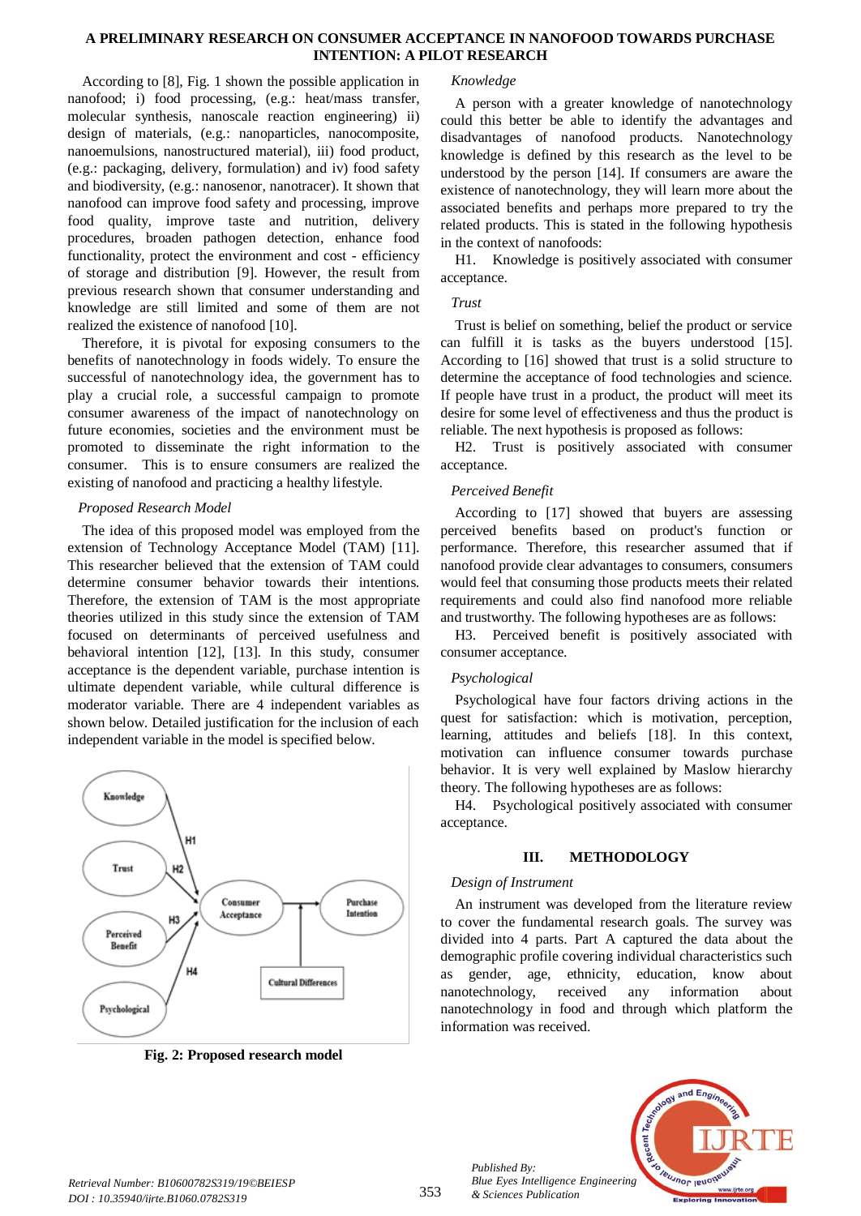According to [8], Fig. 1 shown the possible application in nanofood; i) food processing, (e.g.: heat/mass transfer, molecular synthesis, nanoscale reaction engineering) ii) design of materials, (e.g.: nanoparticles, nanocomposite, nanoemulsions, nanostructured material), iii) food product, (e.g.: packaging, delivery, formulation) and iv) food safety and biodiversity, (e.g.: nanosenor, nanotracer). It shown that nanofood can improve food safety and processing, improve food quality, improve taste and nutrition, delivery procedures, broaden pathogen detection, enhance food functionality, protect the environment and cost - efficiency of storage and distribution [9]. However, the result from previous research shown that consumer understanding and knowledge are still limited and some of them are not realized the existence of nanofood [10].

Therefore, it is pivotal for exposing consumers to the benefits of nanotechnology in foods widely. To ensure the successful of nanotechnology idea, the government has to play a crucial role, a successful campaign to promote consumer awareness of the impact of nanotechnology on future economies, societies and the environment must be promoted to disseminate the right information to the consumer. This is to ensure consumers are realized the existing of nanofood and practicing a healthy lifestyle.

*Proposed Research Model*

The idea of this proposed model was employed from the extension of Technology Acceptance Model (TAM) [11]. This researcher believed that the extension of TAM could determine consumer behavior towards their intentions. Therefore, the extension of TAM is the most appropriate theories utilized in this study since the extension of TAM focused on determinants of perceived usefulness and behavioral intention [12], [13]. In this study, consumer acceptance is the dependent variable, purchase intention is ultimate dependent variable, while cultural difference is moderator variable. There are 4 independent variables as shown below. Detailed justification for the inclusion of each independent variable in the model is specified below.

**Fig. 2: Proposed research model**

*Knowledge*

A person with a greater knowledge of nanotechnology could this better be able to identify the advantages and disadvantages of nanofood products. Nanotechnology knowledge is defined by this research as the level to be understood by the person [14]. If consumers are aware the existence of nanotechnology, they will learn more about the associated benefits and perhaps more prepared to try the related products. This is stated in the following hypothesis in the context of nanofoods:

H1. Knowledge is positively associated with consumer acceptance.

*Trust*

Trust is belief on something, belief the product or service can fulfill it is tasks as the buyers understood [15]. According to [16] showed that trust is a solid structure to determine the acceptance of food technologies and science. If people have trust in a product, the product will meet its desire for some level of effectiveness and thus the product is reliable. The next hypothesis is proposed as follows:

H2. Trust is positively associated with consumer acceptance.

*Perceived Benefit*

According to [17] showed that buyers are assessing perceived benefits based on product's function or performance. Therefore, this researcher assumed that if nanofood provide clear advantages to consumers, consumers would feel that consuming those products meets their related requirements and could also find nanofood more reliable and trustworthy. The following hypotheses are as follows:

H3. Perceived benefit is positively associated with consumer acceptance.

*Psychological*

Psychological have four factors driving actions in the quest for satisfaction: which is motivation, perception, learning, attitudes and beliefs [18]. In this context, motivation can influence consumer towards purchase behavior. It is very well explained by Maslow hierarchy theory. The following hypotheses are as follows:

H4. Psychological positively associated with consumer acceptance.

## III. METHODOLOGY

*Design of Instrument*

An instrument was developed from the literature review to cover the fundamental research goals. The survey was divided into 4 parts. Part A captured the data about the demographic profile covering individual characteristics such as gender, age, ethnicity, education, know about nanotechnology, received any information about nanotechnology in food and through which platform the information was received.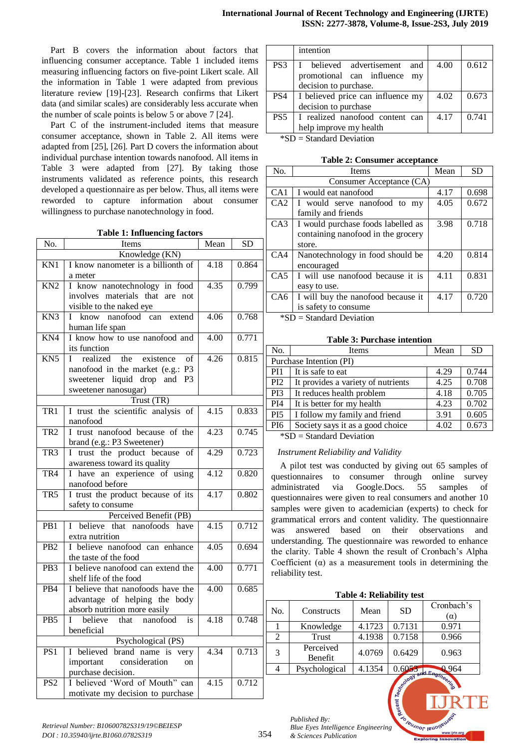Part B covers the information about factors that influencing consumer acceptance. Table 1 included items measuring influencing factors on five-point Likert scale. All the information in Table 1 were adapted from previous literature review [19]-[23]. Research confirms that Likert data (and similar scales) are considerably less accurate when the number of scale points is below 5 or above 7 [24].

Part C of the instrument-included items that measure consumer acceptance, shown in Table 2. All items were adapted from [25], [26]. Part D covers the information about individual purchase intention towards nanofood. All items in Table 3 were adapted from [27]. By taking those instruments validated as reference points, this research developed a questionnaire as per below. Thus, all items were reworded to capture information about consumer willingness to purchase nanotechnology in food.

**Table 1: Influencing factors**

| No. | Items | Mean | SD |
|---|---|---|---|
| | Knowledge (KN) | | |
| KN1 | I know nanometer is a billionth of a meter | 4.18 | 0.864 |
| KN2 | I know nanotechnology in food involves materials that are not visible to the naked eye | 4.35 | 0.799 |
| KN3 | I know nanofood can extend human life span | 4.06 | 0.768 |
| KN4 | I know how to use nanofood and its function | 4.00 | 0.771 |
| KN5 | I realized the existence of nanofood in the market (e.g.: P3 sweetener liquid drop and P3 sweetener nanosugar) | 4.26 | 0.815 |
| | Trust (TR) | | |
| TR1 | I trust the scientific analysis of nanofood | 4.15 | 0.833 |
| TR2 | I trust nanofood because of the brand (e.g.: P3 Sweetener) | 4.23 | 0.745 |
| TR3 | I trust the product because of awareness toward its quality | 4.29 | 0.723 |
| TR4 | I have an experience of using nanofood before | 4.12 | 0.820 |
| TR5 | I trust the product because of its safety to consume | 4.17 | 0.802 |
| | Perceived Benefit (PB) | | |
| PB1 | I believe that nanofoods have extra nutrition | 4.15 | 0.712 |
| PB2 | I believe nanofood can enhance the taste of the food | 4.05 | 0.694 |
| PB3 | I believe nanofood can extend the shelf life of the food | 4.00 | 0.771 |
| PB4 | I believe that nanofoods have the advantage of helping the body absorb nutrition more easily | 4.00 | 0.685 |
| PB5 | I believe that nanofood is beneficial | 4.18 | 0.748 |
| | Psychological (PS) | | |
| PS1 | I believed brand name is very important consideration on purchase decision. | 4.34 | 0.713 |
| PS2 | I believed 'Word of Mouth" can motivate my decision to purchase intention | 4.15 | 0.712 |
| PS3 | I believed advertisement and promotional can influence my decision to purchase. | 4.00 | 0.612 |
| PS4 | I believed price can influence my decision to purchase | 4.02 | 0.673 |
| PS5 | I realized nanofood content can help improve my health | 4.17 | 0.741 |

*SD = Standard Deviation

**Table 2: Consumer acceptance**

| No. | Items | Mean | SD |
|---|---|---|---|
| | Consumer Acceptance (CA) | | |
| CA1 | I would eat nanofood | 4.17 | 0.698 |
| CA2 | I would serve nanofood to my family and friends | 4.05 | 0.672 |
| CA3 | I would purchase foods labelled as containing nanofood in the grocery store. | 3.98 | 0.718 |
| CA4 | Nanotechnology in food should be encouraged | 4.20 | 0.814 |
| CA5 | I will use nanofood because it is easy to use. | 4.11 | 0.831 |
| CA6 | I will buy the nanofood because it is safety to consume | 4.17 | 0.720 |

*SD = Standard Deviation

**Table 3: Purchase intention**

| No. | Items | Mean | SD |
|---|---|---|---|
| | Purchase Intention (PI) | | |
| PI1 | It is safe to eat | 4.29 | 0.744 |
| PI2 | It provides a variety of nutrients | 4.25 | 0.708 |
| PI3 | It reduces health problem | 4.18 | 0.705 |
| PI4 | It is better for my health | 4.23 | 0.702 |
| PI5 | I follow my family and friend | 3.91 | 0.605 |
| PI6 | Society says it as a good choice | 4.02 | 0.673 |

*SD = Standard Deviation

*Instrument Reliability and Validity*

A pilot test was conducted by giving out 65 samples of questionnaires to consumer through online survey administrated via Google.Docs. 55 samples of questionnaires were given to real consumers and another 10 samples were given to academician (experts) to check for grammatical errors and content validity. The questionnaire was answered based on their observations and understanding. The questionnaire was reworded to enhance the clarity. Table 4 shown the result of Cronbach's Alpha Coefficient (α) as a measurement tools in determining the reliability test.

**Table 4: Reliability test**

| No. | Constructs | Mean | SD | Cronbach's (α) |
|---|---|---|---|---|
| 1 | Knowledge | 4.1723 | 0.7131 | 0.971 |
| 2 | Trust | 4.1938 | 0.7158 | 0.966 |
| 3 | Perceived Benefit | 4.0769 | 0.6429 | 0.963 |
| 4 | Psychological | 4.1354 | 0.6053 | 0.964 |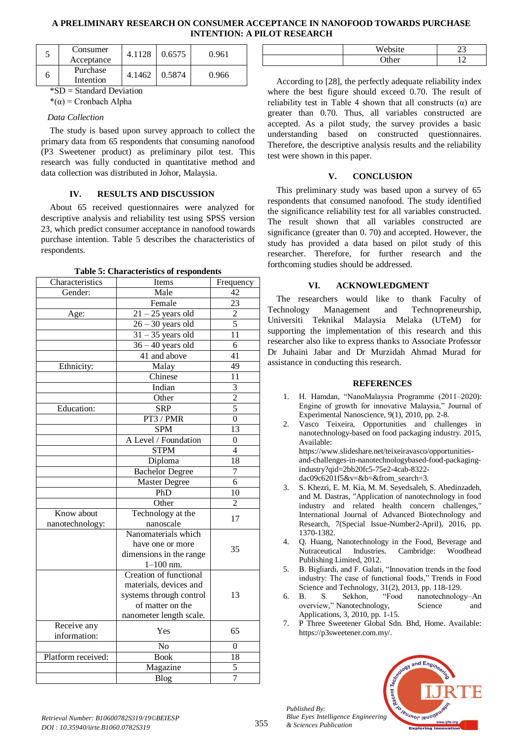| 5 | Consumer Acceptance | 4.1128 | 0.6575 | 0.961 |
|---|---|---|---|---|
| 6 | Purchase Intention | 4.1462 | 0.5874 | 0.966 |

*SD = Standard Deviation

*(α) = Cronbach Alpha

*Data Collection*

The study is based upon survey approach to collect the primary data from 65 respondents that consuming nanofood (P3 Sweetener product) as preliminary pilot test. This research was fully conducted in quantitative method and data collection was distributed in Johor, Malaysia.

## IV. RESULTS AND DISCUSSION

About 65 received questionnaires were analyzed for descriptive analysis and reliability test using SPSS version 23, which predict consumer acceptance in nanofood towards purchase intention. Table 5 describes the characteristics of respondents.

**Table 5: Characteristics of respondents**

| Characteristics | Items | Frequency |
|---|---|---|
| Gender: | Male | 42 |
| | Female | 23 |
| Age: | 21 – 25 years old | 2 |
| | 26 – 30 years old | 5 |
| | 31 – 35 years old | 11 |
| | 36 – 40 years old | 6 |
| | 41 and above | 41 |
| Ethnicity: | Malay | 49 |
| | Chinese | 11 |
| | Indian | 3 |
| | Other | 2 |
| Education: | SRP | 5 |
| | PT3 / PMR | 0 |
| | SPM | 13 |
| | A Level / Foundation | 0 |
| | STPM | 4 |
| | Diploma | 18 |
| | Bachelor Degree | 7 |
| | Master Degree | 6 |
| | PhD | 10 |
| | Other | 2 |
| Know about nanotechnology: | Technology at the nanoscale | 17 |
| | Nanomaterials which have one or more dimensions in the range 1–100 nm. | 35 |
| | Creation of functional materials, devices and systems through control of matter on the nanometer length scale. | 13 |
| Receive any information: | Yes | 65 |
| | No | 0 |
| Platform received: | Book | 18 |
| | Magazine | 5 |
| | Blog | 7 |
| | Website | 23 |
| | Other | 12 |

According to [28], the perfectly adequate reliability index where the best figure should exceed 0.70. The result of reliability test in Table 4 shown that all constructs (α) are greater than 0.70. Thus, all variables constructed are accepted. As a pilot study, the survey provides a basic understanding based on constructed questionnaires. Therefore, the descriptive analysis results and the reliability test were shown in this paper.

## V. CONCLUSION

This preliminary study was based upon a survey of 65 respondents that consumed nanofood. The study identified the significance reliability test for all variables constructed. The result shown that all variables constructed are significance (greater than 0. 70) and accepted. However, the study has provided a data based on pilot study of this researcher. Therefore, for further research and the forthcoming studies should be addressed.

## VI. ACKNOWLEDGMENT

The researchers would like to thank Faculty of Technology Management and Technopreneurship, Universiti Teknikal Malaysia Melaka (UTeM) for supporting the implementation of this research and this researcher also like to express thanks to Associate Professor Dr Juhaini Jabar and Dr Murzidah Ahmad Murad for assistance in conducting this research.

## REFERENCES

1. H. Hamdan, "NanoMalaysia Programme (2011–2020): Engine of growth for innovative Malaysia," Journal of Experimental Nanoscience, 9(1), 2010, pp. 2-8.
2. Vasco Teixeira, Opportunities and challenges in nanotechnology-based on food packaging industry. 2015, Available: https://www.slideshare.net/teixeiravasco/opportunities-and-challenges-in-nanotechnologybased-food-packaging-industry?qid=2bb20fc5-75e2-4cab-8322-dac09c6201f5&v=&b=&from_search=3.
3. S. Khezri, E. M. Kia, M. M. Seyedsaleh, S. Abedinzadeh, and M. Dastras, "Application of nanotechnology in food industry and related health concern challenges," International Journal of Advanced Biotechnology and Research, 7(Special Issue-Number2-April), 2016, pp. 1370-1382.
4. Q. Huang, Nanotechnology in the Food, Beverage and Nutraceutical Industries. Cambridge: Woodhead Publishing Limited, 2012.
5. B. Bigliardi, and F. Galati, "Innovation trends in the food industry: The case of functional foods," Trends in Food Science and Technology, 31(2), 2013, pp. 118-129.
6. B. S. Sekhon, "Food nanotechnology–An overview," Nanotechnology, Science and Applications, 3, 2010, pp. 1-15.
7. P Three Sweetener Global Sdn. Bhd, Home. Available: https://p3sweetener.com.my/.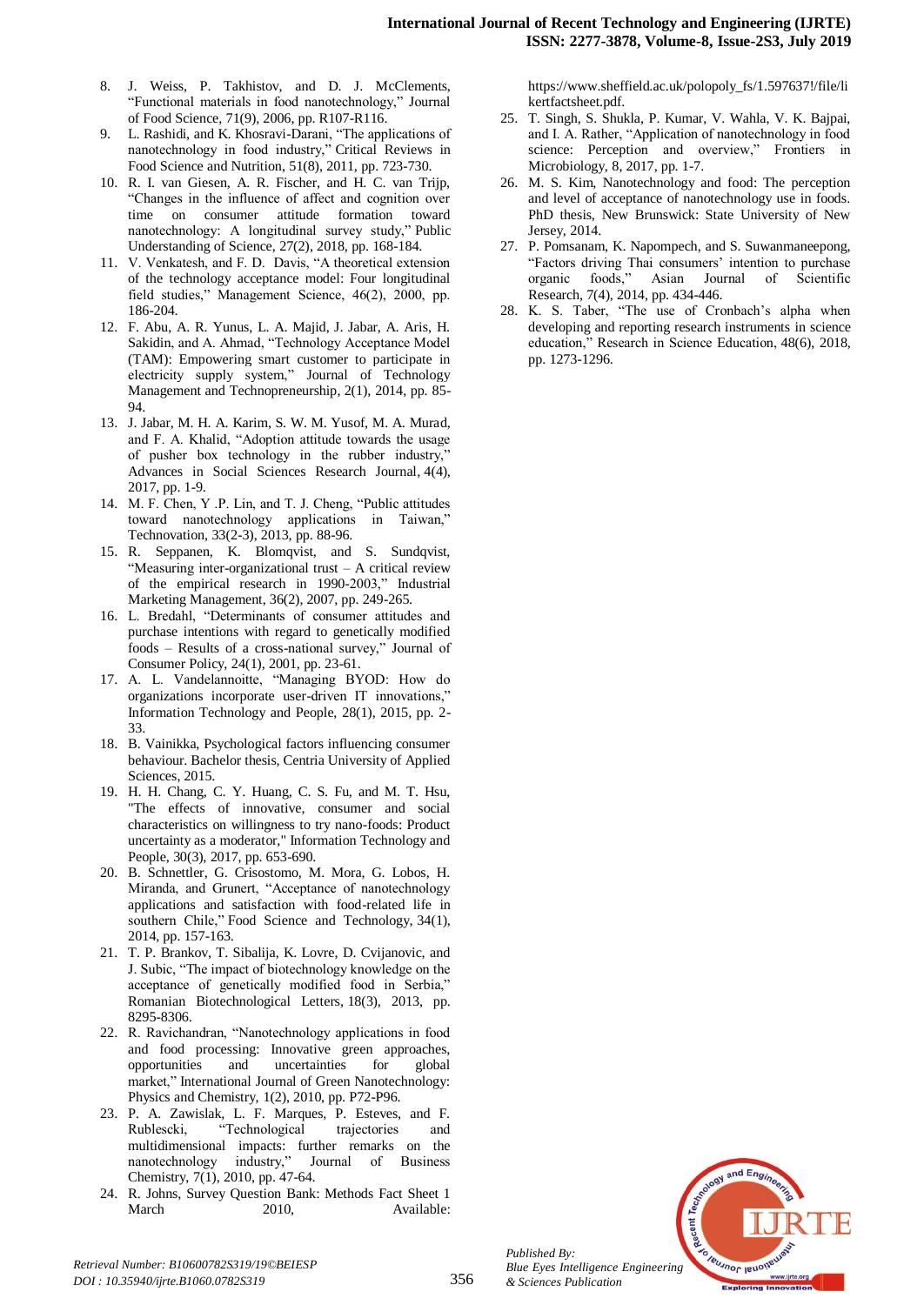8. J. Weiss, P. Takhistov, and D. J. McClements, "Functional materials in food nanotechnology," Journal of Food Science, 71(9), 2006, pp. R107-R116.
9. L. Rashidi, and K. Khosravi-Darani, "The applications of nanotechnology in food industry," Critical Reviews in Food Science and Nutrition, 51(8), 2011, pp. 723-730.
10. R. I. van Giesen, A. R. Fischer, and H. C. van Trijp, "Changes in the influence of affect and cognition over time on consumer attitude formation toward nanotechnology: A longitudinal survey study," Public Understanding of Science, 27(2), 2018, pp. 168-184.
11. V. Venkatesh, and F. D. Davis, "A theoretical extension of the technology acceptance model: Four longitudinal field studies," Management Science, 46(2), 2000, pp. 186-204.
12. F. Abu, A. R. Yunus, L. A. Majid, J. Jabar, A. Aris, H. Sakidin, and A. Ahmad, "Technology Acceptance Model (TAM): Empowering smart customer to participate in electricity supply system," Journal of Technology Management and Technopreneurship, 2(1), 2014, pp. 85-94.
13. J. Jabar, M. H. A. Karim, S. W. M. Yusof, M. A. Murad, and F. A. Khalid, "Adoption attitude towards the usage of pusher box technology in the rubber industry," Advances in Social Sciences Research Journal, 4(4), 2017, pp. 1-9.
14. M. F. Chen, Y .P. Lin, and T. J. Cheng, "Public attitudes toward nanotechnology applications in Taiwan," Technovation, 33(2-3), 2013, pp. 88-96.
15. R. Seppanen, K. Blomqvist, and S. Sundqvist, "Measuring inter-organizational trust – A critical review of the empirical research in 1990-2003," Industrial Marketing Management, 36(2), 2007, pp. 249-265.
16. L. Bredahl, "Determinants of consumer attitudes and purchase intentions with regard to genetically modified foods – Results of a cross-national survey," Journal of Consumer Policy, 24(1), 2001, pp. 23-61.
17. A. L. Vandelannoitte, "Managing BYOD: How do organizations incorporate user-driven IT innovations," Information Technology and People, 28(1), 2015, pp. 2-33.
18. B. Vainikka, Psychological factors influencing consumer behaviour. Bachelor thesis, Centria University of Applied Sciences, 2015.
19. H. H. Chang, C. Y. Huang, C. S. Fu, and M. T. Hsu, "The effects of innovative, consumer and social characteristics on willingness to try nano-foods: Product uncertainty as a moderator," Information Technology and People, 30(3), 2017, pp. 653-690.
20. B. Schnettler, G. Crisostomo, M. Mora, G. Lobos, H. Miranda, and Grunert, "Acceptance of nanotechnology applications and satisfaction with food-related life in southern Chile," Food Science and Technology, 34(1), 2014, pp. 157-163.
21. T. P. Brankov, T. Sibalija, K. Lovre, D. Cvijanovic, and J. Subic, "The impact of biotechnology knowledge on the acceptance of genetically modified food in Serbia," Romanian Biotechnological Letters, 18(3), 2013, pp. 8295-8306.
22. R. Ravichandran, "Nanotechnology applications in food and food processing: Innovative green approaches, opportunities and uncertainties for global market," International Journal of Green Nanotechnology: Physics and Chemistry, 1(2), 2010, pp. P72-P96.
23. P. A. Zawislak, L. F. Marques, P. Esteves, and F. Rublescki, "Technological trajectories and multidimensional impacts: further remarks on the nanotechnology industry," Journal of Business Chemistry, 7(1), 2010, pp. 47-64.
24. R. Johns, Survey Question Bank: Methods Fact Sheet 1 March 2010, Available: https://www.sheffield.ac.uk/polopoly_fs/1.597637!/file/likertfactsheet.pdf.
25. T. Singh, S. Shukla, P. Kumar, V. Wahla, V. K. Bajpai, and I. A. Rather, "Application of nanotechnology in food science: Perception and overview," Frontiers in Microbiology, 8, 2017, pp. 1-7.
26. M. S. Kim, Nanotechnology and food: The perception and level of acceptance of nanotechnology use in foods. PhD thesis, New Brunswick: State University of New Jersey, 2014.
27. P. Pomsanam, K. Napompech, and S. Suwanmaneepong, "Factors driving Thai consumers' intention to purchase organic foods," Asian Journal of Scientific Research, 7(4), 2014, pp. 434-446.
28. K. S. Taber, "The use of Cronbach's alpha when developing and reporting research instruments in science education," Research in Science Education, 48(6), 2018, pp. 1273-1296.